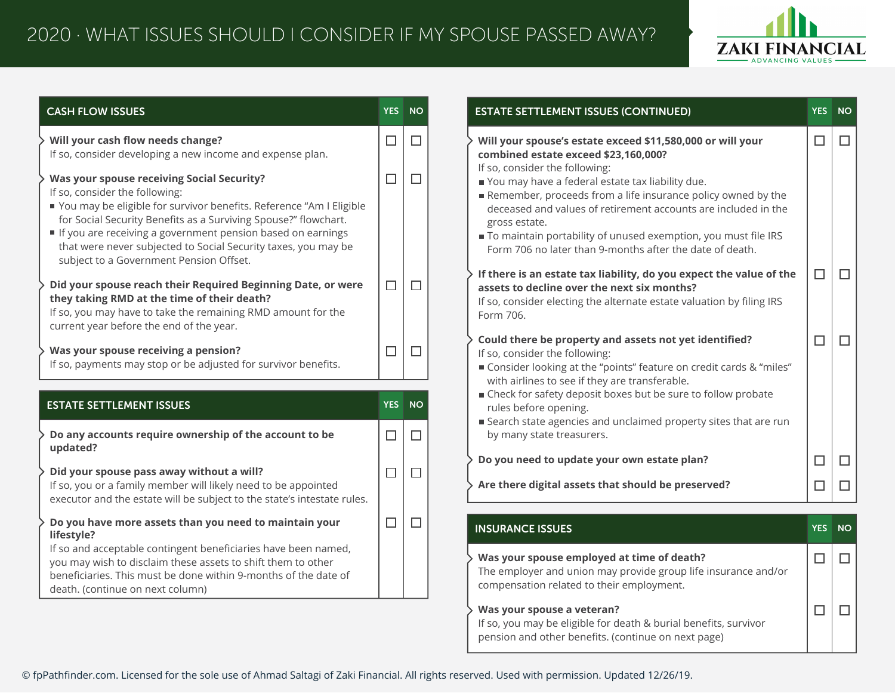# 2020 · WHAT ISSUES SHOULD I CONSIDER IF MY SPOUSE PASSED AWAY?

ZAKI FINANCIAL
ADVANCING VALUES

## CASH FLOW ISSUES

| CASH FLOW ISSUES | YES | NO |
|---|---|---|
| **Will your cash flow needs change?**<br>If so, consider developing a new income and expense plan. | ☐ | ☐ |
| **Was your spouse receiving Social Security?**<br>If so, consider the following:<br>■ You may be eligible for survivor benefits. Reference "Am I Eligible for Social Security Benefits as a Surviving Spouse?" flowchart.<br>■ If you are receiving a government pension based on earnings that were never subjected to Social Security taxes, you may be subject to a Government Pension Offset. | ☐ | ☐ |
| **Did your spouse reach their Required Beginning Date, or were they taking RMD at the time of their death?**<br>If so, you may have to take the remaining RMD amount for the current year before the end of the year. | ☐ | ☐ |
| **Was your spouse receiving a pension?**<br>If so, payments may stop or be adjusted for survivor benefits. | ☐ | ☐ |

## ESTATE SETTLEMENT ISSUES

| ESTATE SETTLEMENT ISSUES | YES | NO |
|---|---|---|
| **Do any accounts require ownership of the account to be updated?** | ☐ | ☐ |
| **Did your spouse pass away without a will?**<br>If so, you or a family member will likely need to be appointed executor and the estate will be subject to the state's intestate rules. | ☐ | ☐ |
| **Do you have more assets than you need to maintain your lifestyle?**<br>If so and acceptable contingent beneficiaries have been named, you may wish to disclaim these assets to shift them to other beneficiaries. This must be done within 9-months of the date of death. (continue on next column) | ☐ | ☐ |

## ESTATE SETTLEMENT ISSUES (CONTINUED)

| ESTATE SETTLEMENT ISSUES (CONTINUED) | YES | NO |
|---|---|---|
| **Will your spouse's estate exceed $11,580,000 or will your combined estate exceed $23,160,000?**<br>If so, consider the following:<br>■ You may have a federal estate tax liability due.<br>■ Remember, proceeds from a life insurance policy owned by the deceased and values of retirement accounts are included in the gross estate.<br>■ To maintain portability of unused exemption, you must file IRS Form 706 no later than 9-months after the date of death. | ☐ | ☐ |
| **If there is an estate tax liability, do you expect the value of the assets to decline over the next six months?**<br>If so, consider electing the alternate estate valuation by filing IRS Form 706. | ☐ | ☐ |
| **Could there be property and assets not yet identified?**<br>If so, consider the following:<br>■ Consider looking at the "points" feature on credit cards & "miles" with airlines to see if they are transferable.<br>■ Check for safety deposit boxes but be sure to follow probate rules before opening.<br>■ Search state agencies and unclaimed property sites that are run by many state treasurers. | ☐ | ☐ |
| **Do you need to update your own estate plan?** | ☐ | ☐ |
| **Are there digital assets that should be preserved?** | ☐ | ☐ |

## INSURANCE ISSUES

| INSURANCE ISSUES | YES | NO |
|---|---|---|
| **Was your spouse employed at time of death?**<br>The employer and union may provide group life insurance and/or compensation related to their employment. | ☐ | ☐ |
| **Was your spouse a veteran?**<br>If so, you may be eligible for death & burial benefits, survivor pension and other benefits. (continue on next page) | ☐ | ☐ |

© fpPathfinder.com. Licensed for the sole use of Ahmad Saltagi of Zaki Financial. All rights reserved. Used with permission. Updated 12/26/19.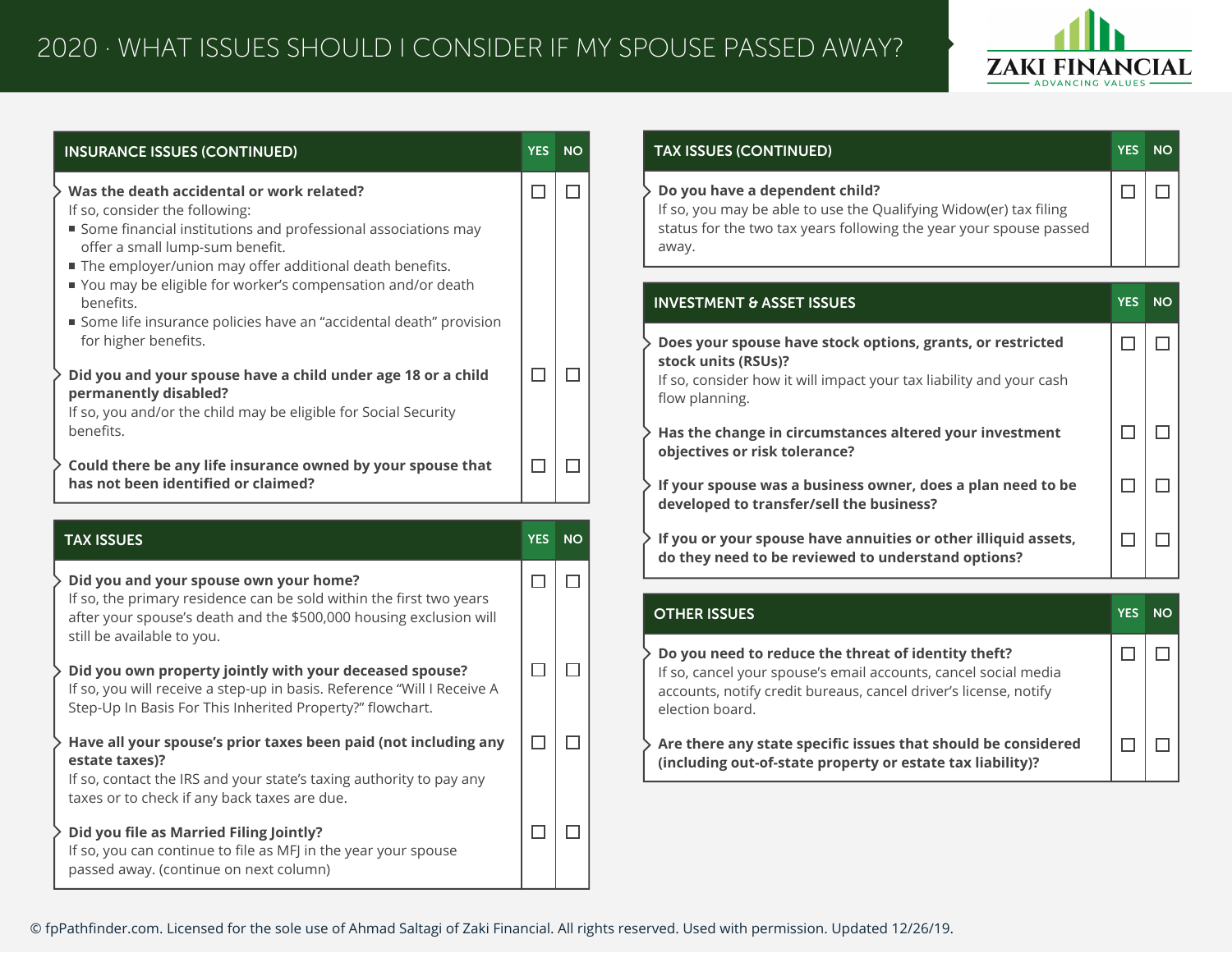# 2020 · WHAT ISSUES SHOULD I CONSIDER IF MY SPOUSE PASSED AWAY?

ZAKI FINANCIAL
ADVANCING VALUES

| INSURANCE ISSUES (CONTINUED) | YES | NO |
|---|---|---|
| **Was the death accidental or work related?**<br>If so, consider the following:<br>■ Some financial institutions and professional associations may offer a small lump-sum benefit.<br>■ The employer/union may offer additional death benefits.<br>■ You may be eligible for worker's compensation and/or death benefits.<br>■ Some life insurance policies have an "accidental death" provision for higher benefits. | ☐ | ☐ |
| **Did you and your spouse have a child under age 18 or a child permanently disabled?**<br>If so, you and/or the child may be eligible for Social Security benefits. | ☐ | ☐ |
| **Could there be any life insurance owned by your spouse that has not been identified or claimed?** | ☐ | ☐ |

| TAX ISSUES | YES | NO |
|---|---|---|
| **Did you and your spouse own your home?**<br>If so, the primary residence can be sold within the first two years after your spouse's death and the $500,000 housing exclusion will still be available to you. | ☐ | ☐ |
| **Did you own property jointly with your deceased spouse?**<br>If so, you will receive a step-up in basis. Reference "Will I Receive A Step-Up In Basis For This Inherited Property?" flowchart. | ☐ | ☐ |
| **Have all your spouse's prior taxes been paid (not including any estate taxes)?**<br>If so, contact the IRS and your state's taxing authority to pay any taxes or to check if any back taxes are due. | ☐ | ☐ |
| **Did you file as Married Filing Jointly?**<br>If so, you can continue to file as MFJ in the year your spouse passed away. (continue on next column) | ☐ | ☐ |

| TAX ISSUES (CONTINUED) | YES | NO |
|---|---|---|
| **Do you have a dependent child?**<br>If so, you may be able to use the Qualifying Widow(er) tax filing status for the two tax years following the year your spouse passed away. | ☐ | ☐ |

| INVESTMENT & ASSET ISSUES | YES | NO |
|---|---|---|
| **Does your spouse have stock options, grants, or restricted stock units (RSUs)?**<br>If so, consider how it will impact your tax liability and your cash flow planning. | ☐ | ☐ |
| **Has the change in circumstances altered your investment objectives or risk tolerance?** | ☐ | ☐ |
| **If your spouse was a business owner, does a plan need to be developed to transfer/sell the business?** | ☐ | ☐ |
| **If you or your spouse have annuities or other illiquid assets, do they need to be reviewed to understand options?** | ☐ | ☐ |

| OTHER ISSUES | YES | NO |
|---|---|---|
| **Do you need to reduce the threat of identity theft?**<br>If so, cancel your spouse's email accounts, cancel social media accounts, notify credit bureaus, cancel driver's license, notify election board. | ☐ | ☐ |
| **Are there any state specific issues that should be considered (including out-of-state property or estate tax liability)?** | ☐ | ☐ |

© fpPathfinder.com. Licensed for the sole use of Ahmad Saltagi of Zaki Financial. All rights reserved. Used with permission. Updated 12/26/19.